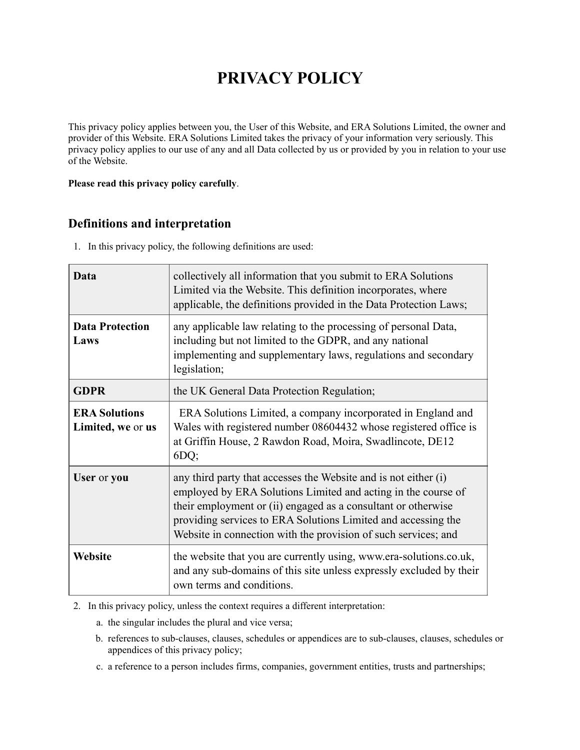# PRIVACY POLICY

This privacy policy applies between you, the User of this Website, and ERA Solutions Limited, the owner and provider of this Website. ERA Solutions Limited takes the privacy of your information very seriously. This privacy policy applies to our use of any and all Data collected by us or provided by you in relation to your use of the Website.

**Please read this privacy policy carefully**.

## Definitions and interpretation

1. In this privacy policy, the following definitions are used:

| | |
|---|---|
| **Data** | collectively all information that you submit to ERA Solutions Limited via the Website. This definition incorporates, where applicable, the definitions provided in the Data Protection Laws; |
| **Data Protection Laws** | any applicable law relating to the processing of personal Data, including but not limited to the GDPR, and any national implementing and supplementary laws, regulations and secondary legislation; |
| **GDPR** | the UK General Data Protection Regulation; |
| **ERA Solutions Limited, we** or **us** | ERA Solutions Limited, a company incorporated in England and Wales with registered number 08604432 whose registered office is at Griffin House, 2 Rawdon Road, Moira, Swadlincote, DE12 6DQ; |
| **User** or **you** | any third party that accesses the Website and is not either (i) employed by ERA Solutions Limited and acting in the course of their employment or (ii) engaged as a consultant or otherwise providing services to ERA Solutions Limited and accessing the Website in connection with the provision of such services; and |
| **Website** | the website that you are currently using, www.era-solutions.co.uk, and any sub-domains of this site unless expressly excluded by their own terms and conditions. |

2. In this privacy policy, unless the context requires a different interpretation:
   a. the singular includes the plural and vice versa;
   b. references to sub-clauses, clauses, schedules or appendices are to sub-clauses, clauses, schedules or appendices of this privacy policy;
   c. a reference to a person includes firms, companies, government entities, trusts and partnerships;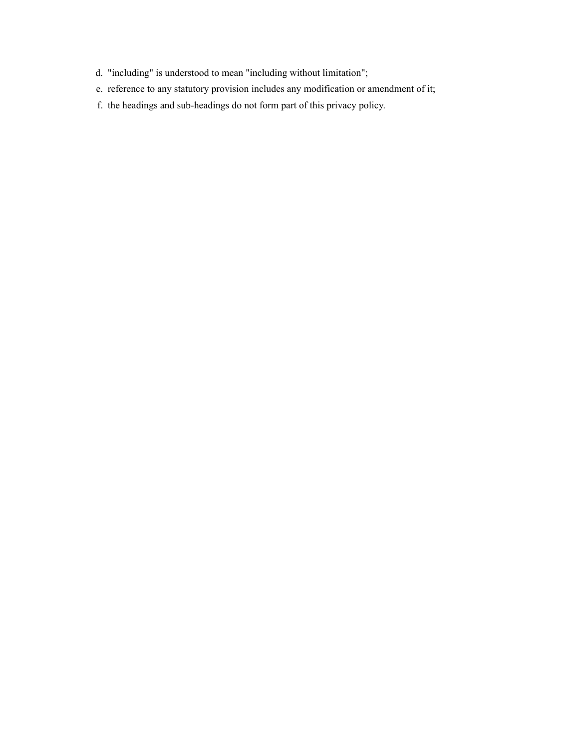d. "including" is understood to mean "including without limitation";
e. reference to any statutory provision includes any modification or amendment of it;
f. the headings and sub-headings do not form part of this privacy policy.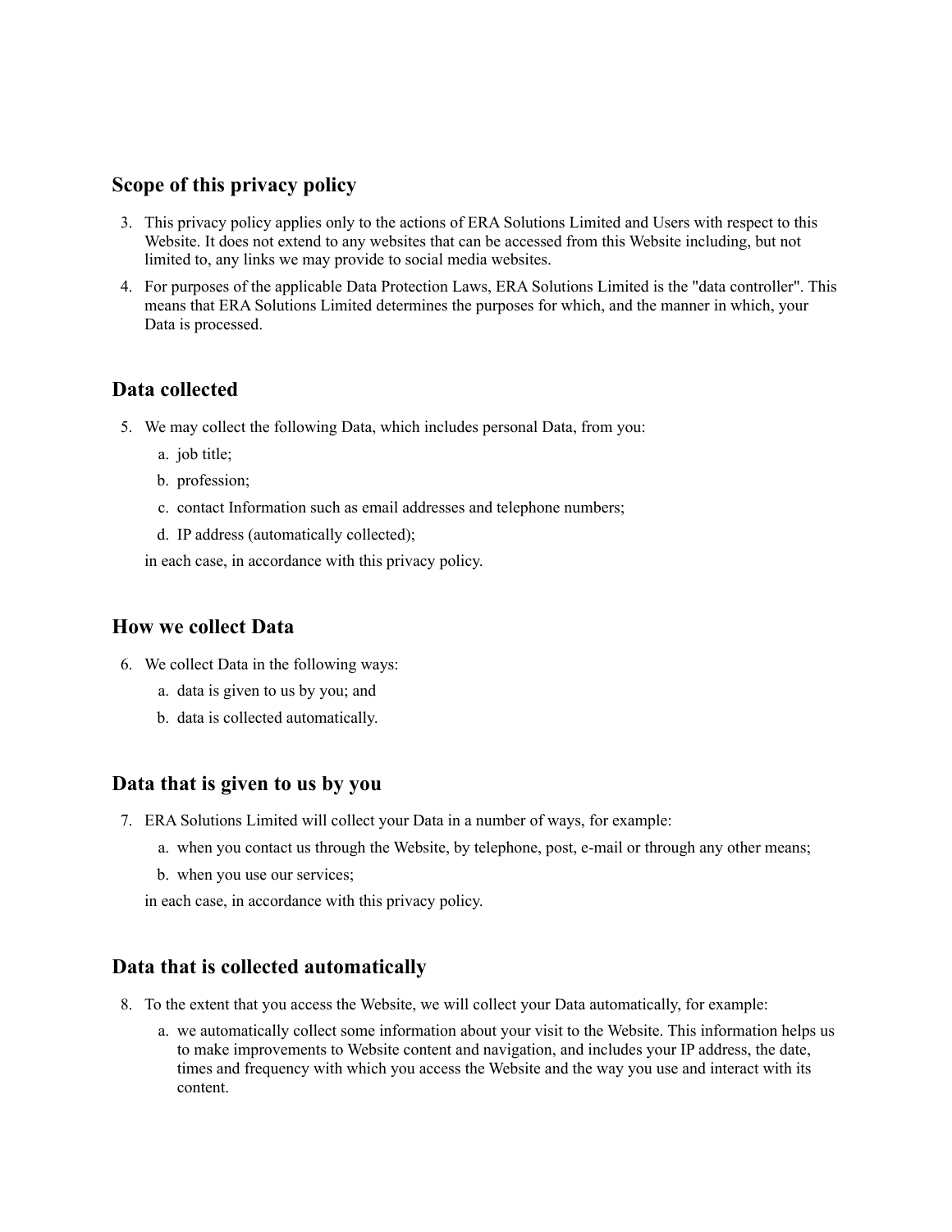## Scope of this privacy policy

3. This privacy policy applies only to the actions of ERA Solutions Limited and Users with respect to this Website. It does not extend to any websites that can be accessed from this Website including, but not limited to, any links we may provide to social media websites.
4. For purposes of the applicable Data Protection Laws, ERA Solutions Limited is the "data controller". This means that ERA Solutions Limited determines the purposes for which, and the manner in which, your Data is processed.

## Data collected

5. We may collect the following Data, which includes personal Data, from you:
   a. job title;
   b. profession;
   c. contact Information such as email addresses and telephone numbers;
   d. IP address (automatically collected);

   in each case, in accordance with this privacy policy.

## How we collect Data

6. We collect Data in the following ways:
   a. data is given to us by you; and
   b. data is collected automatically.

## Data that is given to us by you

7. ERA Solutions Limited will collect your Data in a number of ways, for example:
   a. when you contact us through the Website, by telephone, post, e-mail or through any other means;
   b. when you use our services;

   in each case, in accordance with this privacy policy.

## Data that is collected automatically

8. To the extent that you access the Website, we will collect your Data automatically, for example:
   a. we automatically collect some information about your visit to the Website. This information helps us to make improvements to Website content and navigation, and includes your IP address, the date, times and frequency with which you access the Website and the way you use and interact with its content.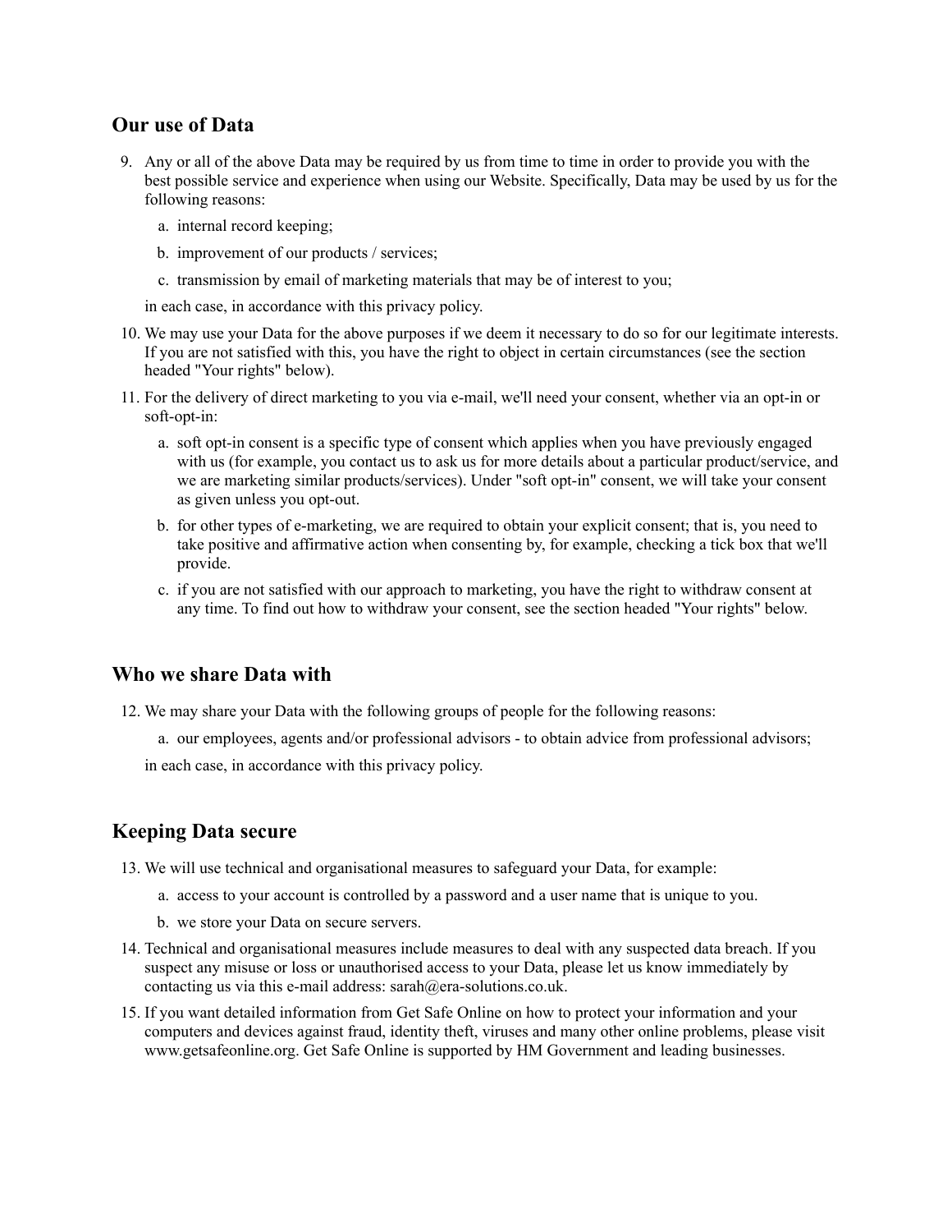## Our use of Data

9. Any or all of the above Data may be required by us from time to time in order to provide you with the best possible service and experience when using our Website. Specifically, Data may be used by us for the following reasons:

    a. internal record keeping;

    b. improvement of our products / services;

    c. transmission by email of marketing materials that may be of interest to you;

    in each case, in accordance with this privacy policy.

10. We may use your Data for the above purposes if we deem it necessary to do so for our legitimate interests. If you are not satisfied with this, you have the right to object in certain circumstances (see the section headed "Your rights" below).

11. For the delivery of direct marketing to you via e-mail, we'll need your consent, whether via an opt-in or soft-opt-in:

    a. soft opt-in consent is a specific type of consent which applies when you have previously engaged with us (for example, you contact us to ask us for more details about a particular product/service, and we are marketing similar products/services). Under "soft opt-in" consent, we will take your consent as given unless you opt-out.

    b. for other types of e-marketing, we are required to obtain your explicit consent; that is, you need to take positive and affirmative action when consenting by, for example, checking a tick box that we'll provide.

    c. if you are not satisfied with our approach to marketing, you have the right to withdraw consent at any time. To find out how to withdraw your consent, see the section headed "Your rights" below.

## Who we share Data with

12. We may share your Data with the following groups of people for the following reasons:

    a. our employees, agents and/or professional advisors - to obtain advice from professional advisors;

    in each case, in accordance with this privacy policy.

## Keeping Data secure

13. We will use technical and organisational measures to safeguard your Data, for example:

    a. access to your account is controlled by a password and a user name that is unique to you.

    b. we store your Data on secure servers.

14. Technical and organisational measures include measures to deal with any suspected data breach. If you suspect any misuse or loss or unauthorised access to your Data, please let us know immediately by contacting us via this e-mail address: sarah@era-solutions.co.uk.

15. If you want detailed information from Get Safe Online on how to protect your information and your computers and devices against fraud, identity theft, viruses and many other online problems, please visit www.getsafeonline.org. Get Safe Online is supported by HM Government and leading businesses.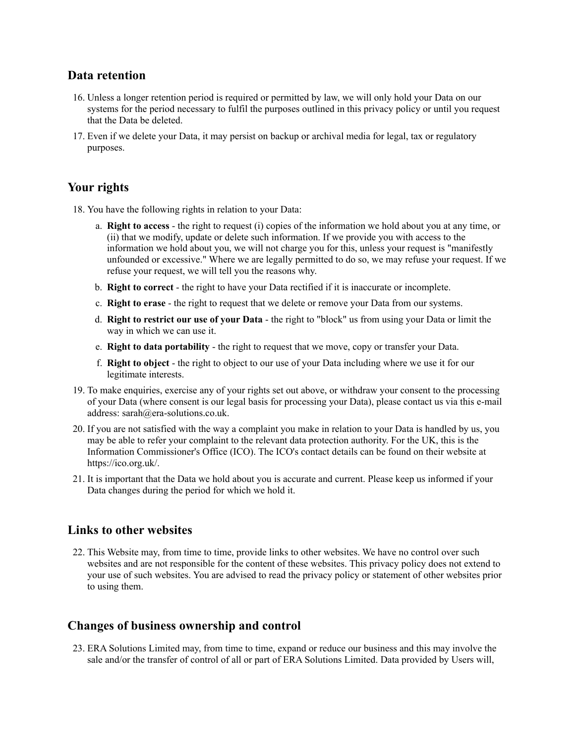## Data retention

16. Unless a longer retention period is required or permitted by law, we will only hold your Data on our systems for the period necessary to fulfil the purposes outlined in this privacy policy or until you request that the Data be deleted.
17. Even if we delete your Data, it may persist on backup or archival media for legal, tax or regulatory purposes.

## Your rights

18. You have the following rights in relation to your Data:
    a. **Right to access** - the right to request (i) copies of the information we hold about you at any time, or (ii) that we modify, update or delete such information. If we provide you with access to the information we hold about you, we will not charge you for this, unless your request is "manifestly unfounded or excessive." Where we are legally permitted to do so, we may refuse your request. If we refuse your request, we will tell you the reasons why.
    b. **Right to correct** - the right to have your Data rectified if it is inaccurate or incomplete.
    c. **Right to erase** - the right to request that we delete or remove your Data from our systems.
    d. **Right to restrict our use of your Data** - the right to "block" us from using your Data or limit the way in which we can use it.
    e. **Right to data portability** - the right to request that we move, copy or transfer your Data.
    f. **Right to object** - the right to object to our use of your Data including where we use it for our legitimate interests.
19. To make enquiries, exercise any of your rights set out above, or withdraw your consent to the processing of your Data (where consent is our legal basis for processing your Data), please contact us via this e-mail address: sarah@era-solutions.co.uk.
20. If you are not satisfied with the way a complaint you make in relation to your Data is handled by us, you may be able to refer your complaint to the relevant data protection authority. For the UK, this is the Information Commissioner's Office (ICO). The ICO's contact details can be found on their website at https://ico.org.uk/.
21. It is important that the Data we hold about you is accurate and current. Please keep us informed if your Data changes during the period for which we hold it.

## Links to other websites

22. This Website may, from time to time, provide links to other websites. We have no control over such websites and are not responsible for the content of these websites. This privacy policy does not extend to your use of such websites. You are advised to read the privacy policy or statement of other websites prior to using them.

## Changes of business ownership and control

23. ERA Solutions Limited may, from time to time, expand or reduce our business and this may involve the sale and/or the transfer of control of all or part of ERA Solutions Limited. Data provided by Users will,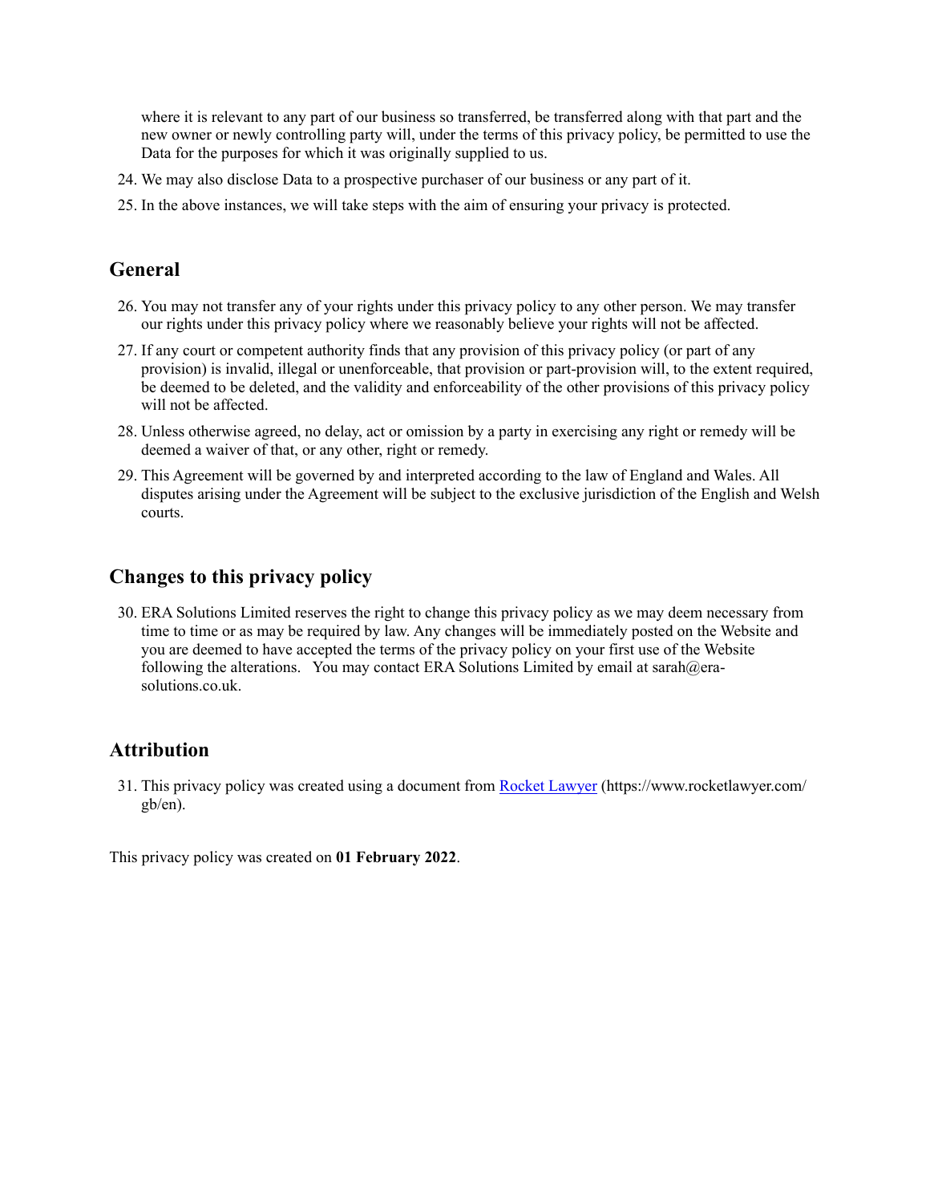where it is relevant to any part of our business so transferred, be transferred along with that part and the new owner or newly controlling party will, under the terms of this privacy policy, be permitted to use the Data for the purposes for which it was originally supplied to us.

24. We may also disclose Data to a prospective purchaser of our business or any part of it.
25. In the above instances, we will take steps with the aim of ensuring your privacy is protected.

## General

26. You may not transfer any of your rights under this privacy policy to any other person. We may transfer our rights under this privacy policy where we reasonably believe your rights will not be affected.
27. If any court or competent authority finds that any provision of this privacy policy (or part of any provision) is invalid, illegal or unenforceable, that provision or part-provision will, to the extent required, be deemed to be deleted, and the validity and enforceability of the other provisions of this privacy policy will not be affected.
28. Unless otherwise agreed, no delay, act or omission by a party in exercising any right or remedy will be deemed a waiver of that, or any other, right or remedy.
29. This Agreement will be governed by and interpreted according to the law of England and Wales. All disputes arising under the Agreement will be subject to the exclusive jurisdiction of the English and Welsh courts.

## Changes to this privacy policy

30. ERA Solutions Limited reserves the right to change this privacy policy as we may deem necessary from time to time or as may be required by law. Any changes will be immediately posted on the Website and you are deemed to have accepted the terms of the privacy policy on your first use of the Website following the alterations. You may contact ERA Solutions Limited by email at sarah@era-solutions.co.uk.

## Attribution

31. This privacy policy was created using a document from [Rocket Lawyer](https://www.rocketlawyer.com/gb/en) (https://www.rocketlawyer.com/gb/en).

This privacy policy was created on **01 February 2022**.